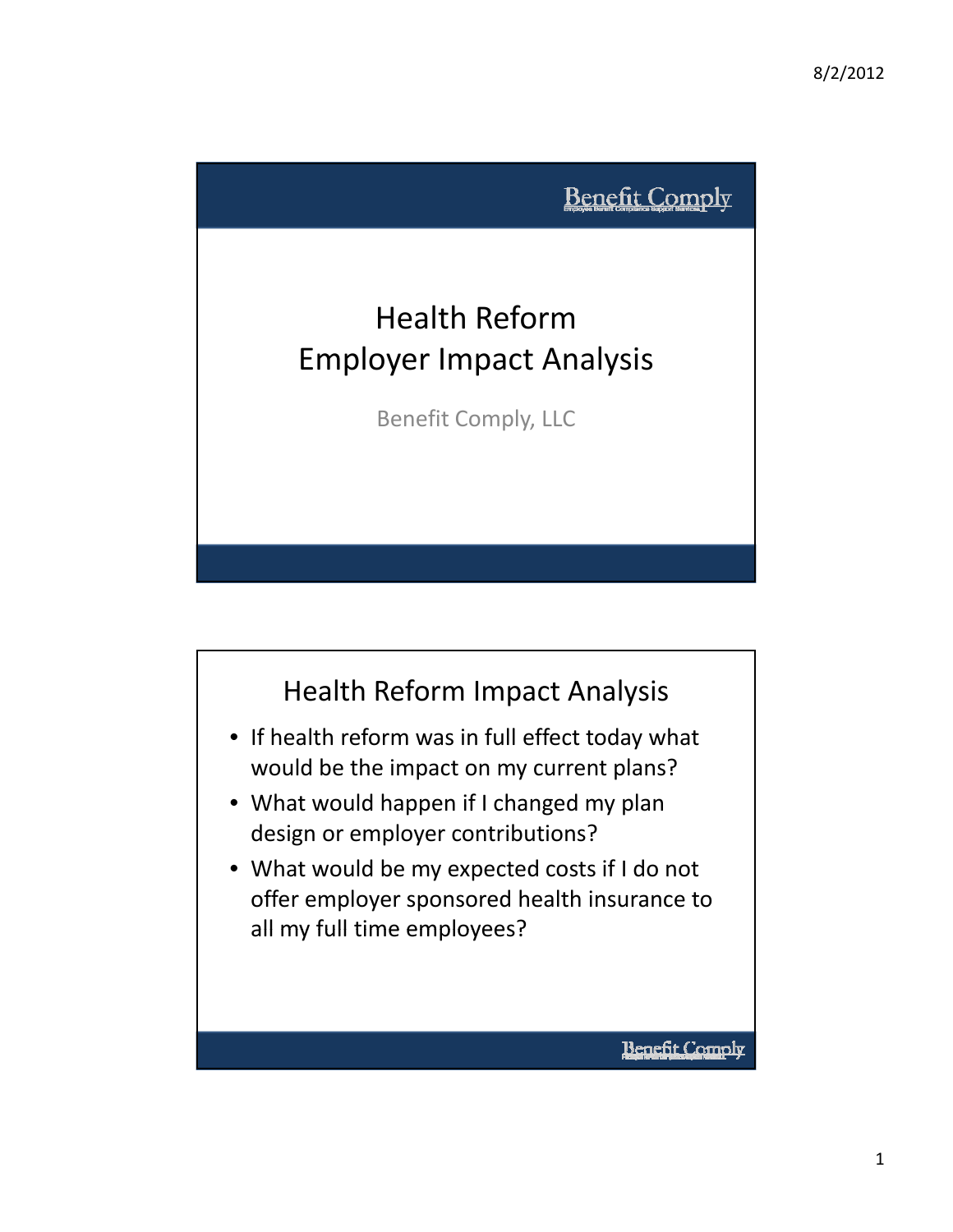# Health Reform Employer Impact Analysis

Benefit Comply, LLC

## Health Reform Impact Analysis

- If health reform was in full effect today what would be the impact on my current plans?
- What would happen if I changed my plan design or employer contributions?
- What would be my expected costs if I do not offer employer sponsored health insurance to all my full time employees?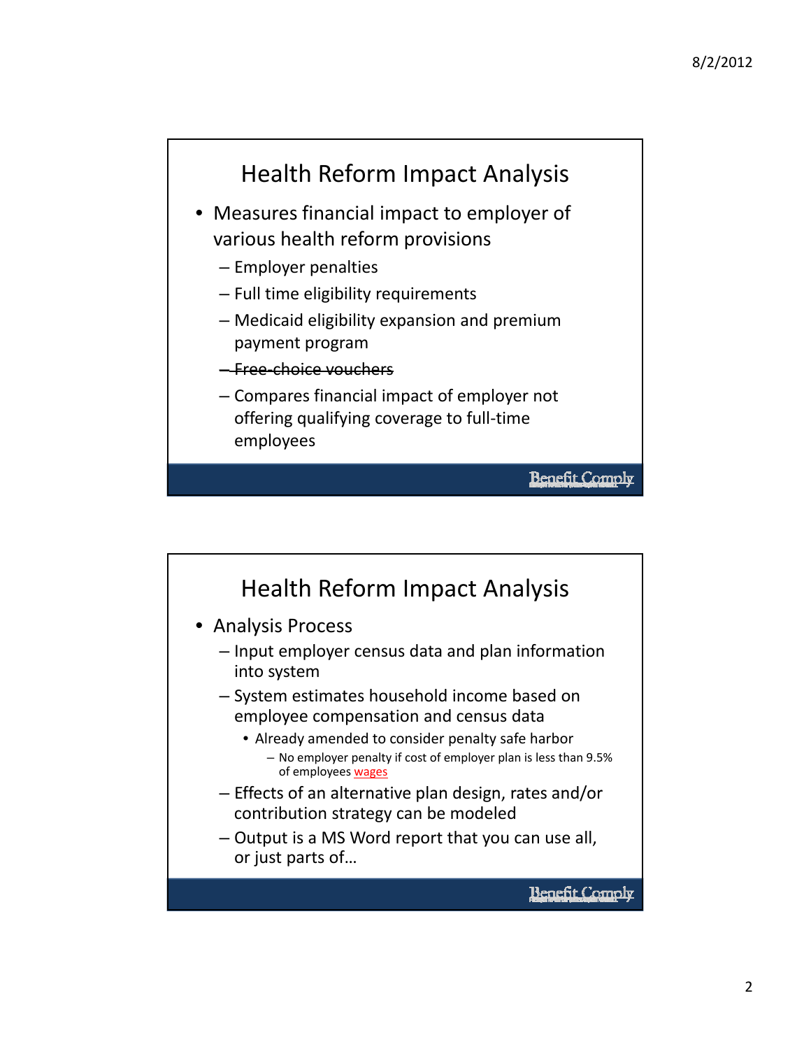## Health Reform Impact Analysis

- Measures financial impact to employer of various health reform provisions
  - Employer penalties
  - Full time eligibility requirements
  - Medicaid eligibility expansion and premium payment program
  - ~~Free-choice vouchers~~
  - Compares financial impact of employer not offering qualifying coverage to full-time employees

Benefit Comply

## Health Reform Impact Analysis

- Analysis Process
  - Input employer census data and plan information into system
  - System estimates household income based on employee compensation and census data
    - Already amended to consider penalty safe harbor
      - No employer penalty if cost of employer plan is less than 9.5% of employees wages
  - Effects of an alternative plan design, rates and/or contribution strategy can be modeled
  - Output is a MS Word report that you can use all, or just parts of…

Benefit Comply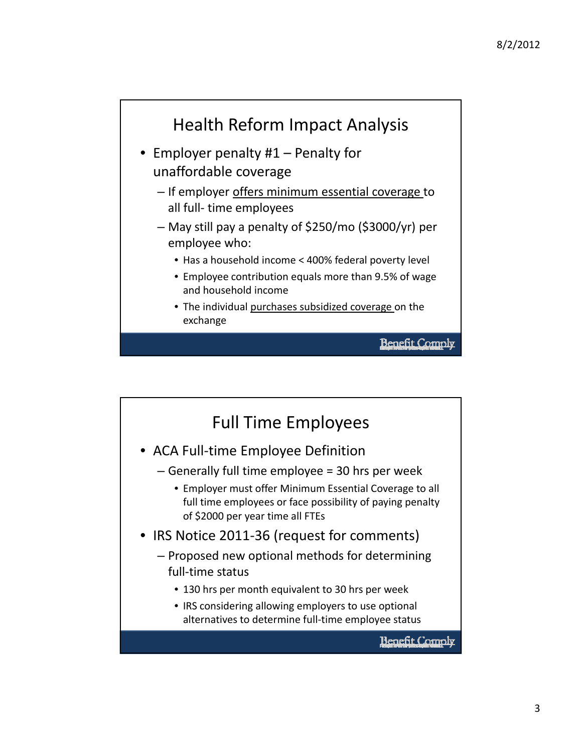## Health Reform Impact Analysis

- Employer penalty #1 – Penalty for unaffordable coverage
  - If employer offers minimum essential coverage to all full- time employees
  - May still pay a penalty of $250/mo ($3000/yr) per employee who:
    - Has a household income < 400% federal poverty level
    - Employee contribution equals more than 9.5% of wage and household income
    - The individual purchases subsidized coverage on the exchange

## Full Time Employees

- ACA Full-time Employee Definition
  - Generally full time employee = 30 hrs per week
    - Employer must offer Minimum Essential Coverage to all full time employees or face possibility of paying penalty of $2000 per year time all FTEs
- IRS Notice 2011-36 (request for comments)
  - Proposed new optional methods for determining full-time status
    - 130 hrs per month equivalent to 30 hrs per week
    - IRS considering allowing employers to use optional alternatives to determine full-time employee status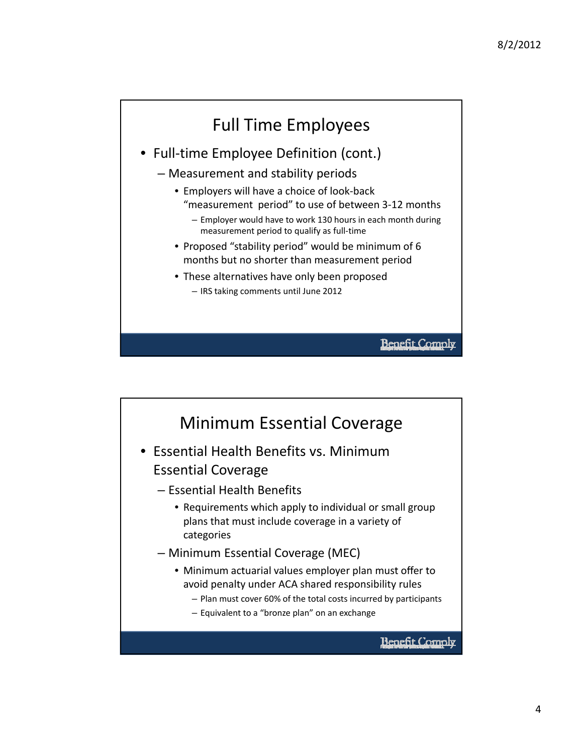## Full Time Employees

- Full-time Employee Definition (cont.)
  - Measurement and stability periods
    - Employers will have a choice of look-back "measurement period" to use of between 3-12 months
      - Employer would have to work 130 hours in each month during measurement period to qualify as full-time
    - Proposed "stability period" would be minimum of 6 months but no shorter than measurement period
    - These alternatives have only been proposed
      - IRS taking comments until June 2012

Benefit Comply

## Minimum Essential Coverage

- Essential Health Benefits vs. Minimum Essential Coverage
  - Essential Health Benefits
    - Requirements which apply to individual or small group plans that must include coverage in a variety of categories
  - Minimum Essential Coverage (MEC)
    - Minimum actuarial values employer plan must offer to avoid penalty under ACA shared responsibility rules
      - Plan must cover 60% of the total costs incurred by participants
      - Equivalent to a "bronze plan" on an exchange

Benefit Comply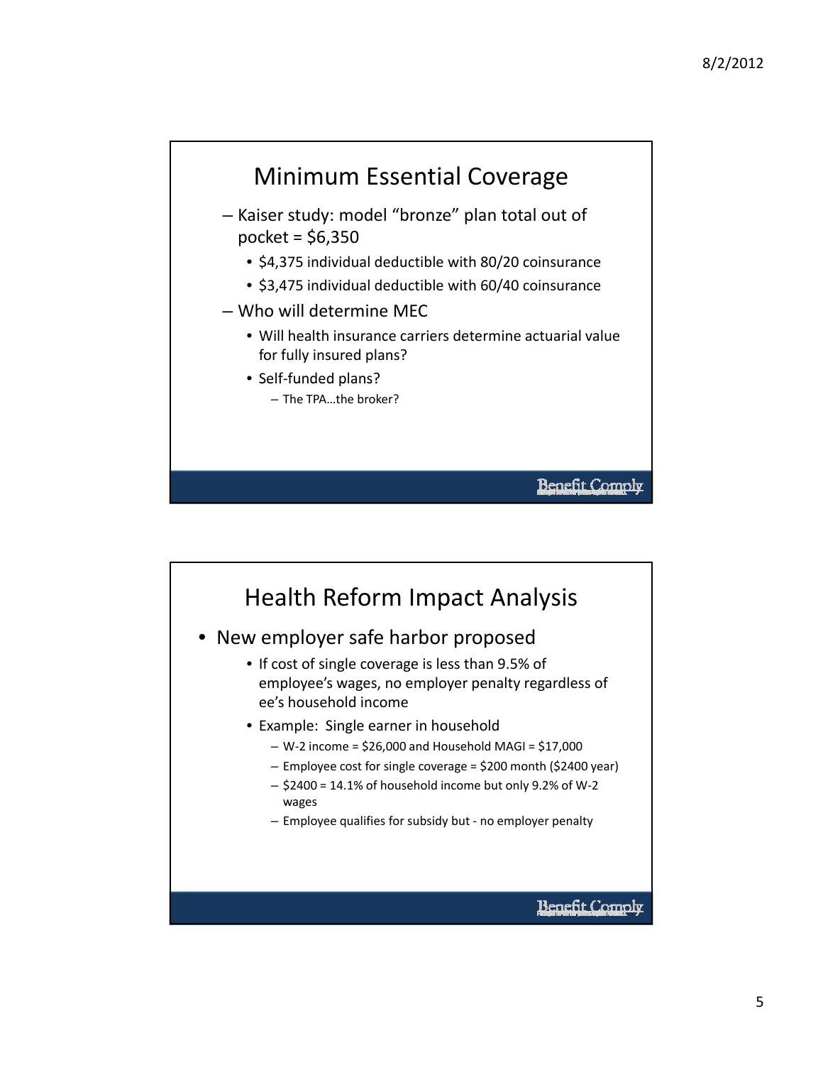## Minimum Essential Coverage

- Kaiser study: model "bronze" plan total out of pocket = $6,350
  - $4,375 individual deductible with 80/20 coinsurance
  - $3,475 individual deductible with 60/40 coinsurance
- Who will determine MEC
  - Will health insurance carriers determine actuarial value for fully insured plans?
  - Self-funded plans?
    - The TPA…the broker?

Benefit Comply

## Health Reform Impact Analysis

- New employer safe harbor proposed
  - If cost of single coverage is less than 9.5% of employee's wages, no employer penalty regardless of ee's household income
  - Example: Single earner in household
    - W-2 income = $26,000 and Household MAGI = $17,000
    - Employee cost for single coverage = $200 month ($2400 year)
    - $2400 = 14.1% of household income but only 9.2% of W-2 wages
    - Employee qualifies for subsidy but - no employer penalty

Benefit Comply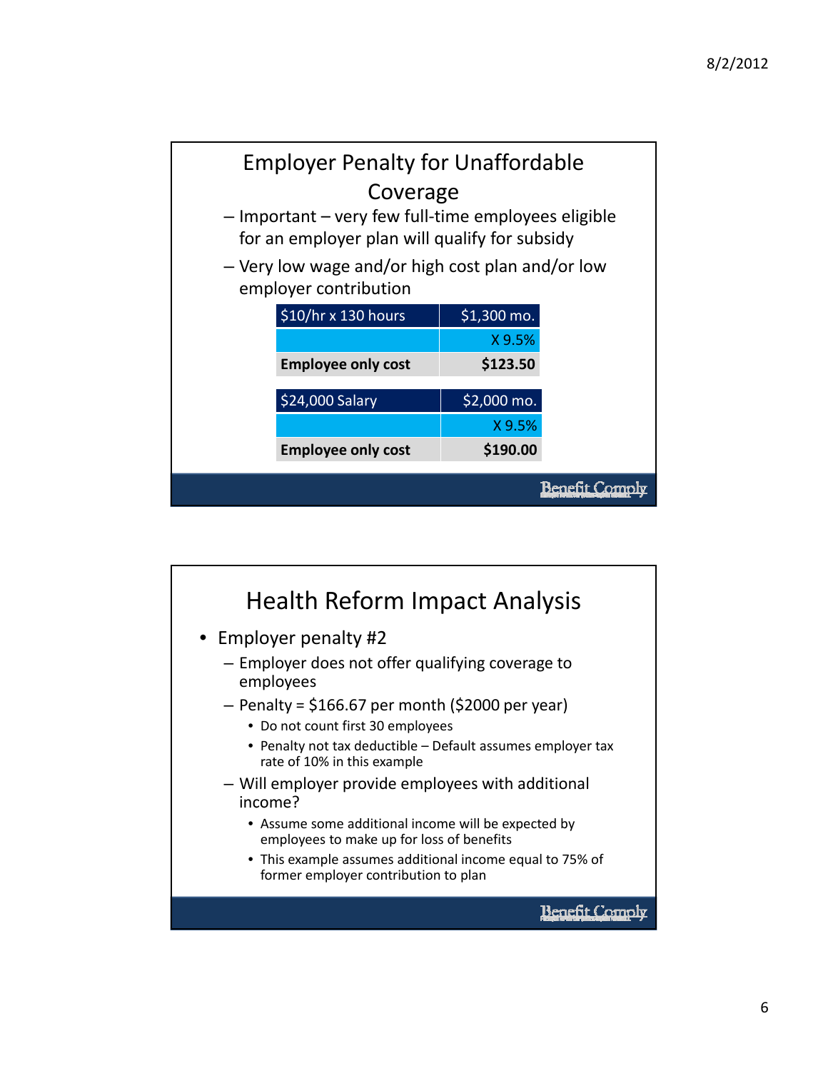## Employer Penalty for Unaffordable Coverage

- Important – very few full-time employees eligible for an employer plan will qualify for subsidy
- Very low wage and/or high cost plan and/or low employer contribution

| $10/hr x 130 hours | $1,300 mo. |
| --- | --- |
| | X 9.5% |
| **Employee only cost** | **$123.50** |

| $24,000 Salary | $2,000 mo. |
| --- | --- |
| | X 9.5% |
| **Employee only cost** | **$190.00** |

Benefit Comply

## Health Reform Impact Analysis

- Employer penalty #2
  - Employer does not offer qualifying coverage to employees
  - Penalty = $166.67 per month ($2000 per year)
    - Do not count first 30 employees
    - Penalty not tax deductible – Default assumes employer tax rate of 10% in this example
  - Will employer provide employees with additional income?
    - Assume some additional income will be expected by employees to make up for loss of benefits
    - This example assumes additional income equal to 75% of former employer contribution to plan

Benefit Comply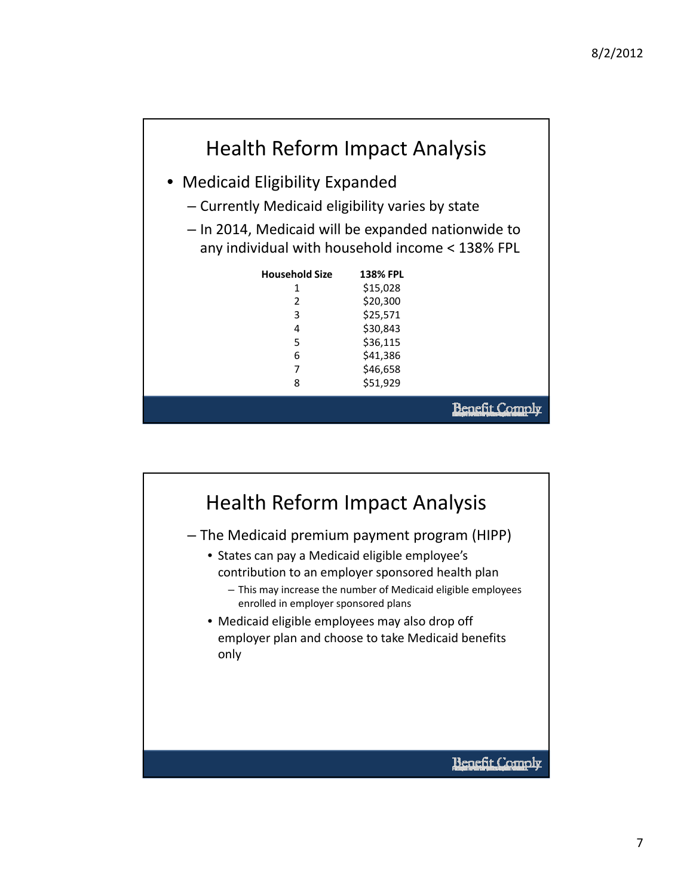## Health Reform Impact Analysis

- Medicaid Eligibility Expanded
  - Currently Medicaid eligibility varies by state
  - In 2014, Medicaid will be expanded nationwide to any individual with household income < 138% FPL

| Household Size | 138% FPL |
|---|---|
| 1 | $15,028 |
| 2 | $20,300 |
| 3 | $25,571 |
| 4 | $30,843 |
| 5 | $36,115 |
| 6 | $41,386 |
| 7 | $46,658 |
| 8 | $51,929 |

Benefit Comply

## Health Reform Impact Analysis

- The Medicaid premium payment program (HIPP)
  - States can pay a Medicaid eligible employee's contribution to an employer sponsored health plan
    - This may increase the number of Medicaid eligible employees enrolled in employer sponsored plans
  - Medicaid eligible employees may also drop off employer plan and choose to take Medicaid benefits only

Benefit Comply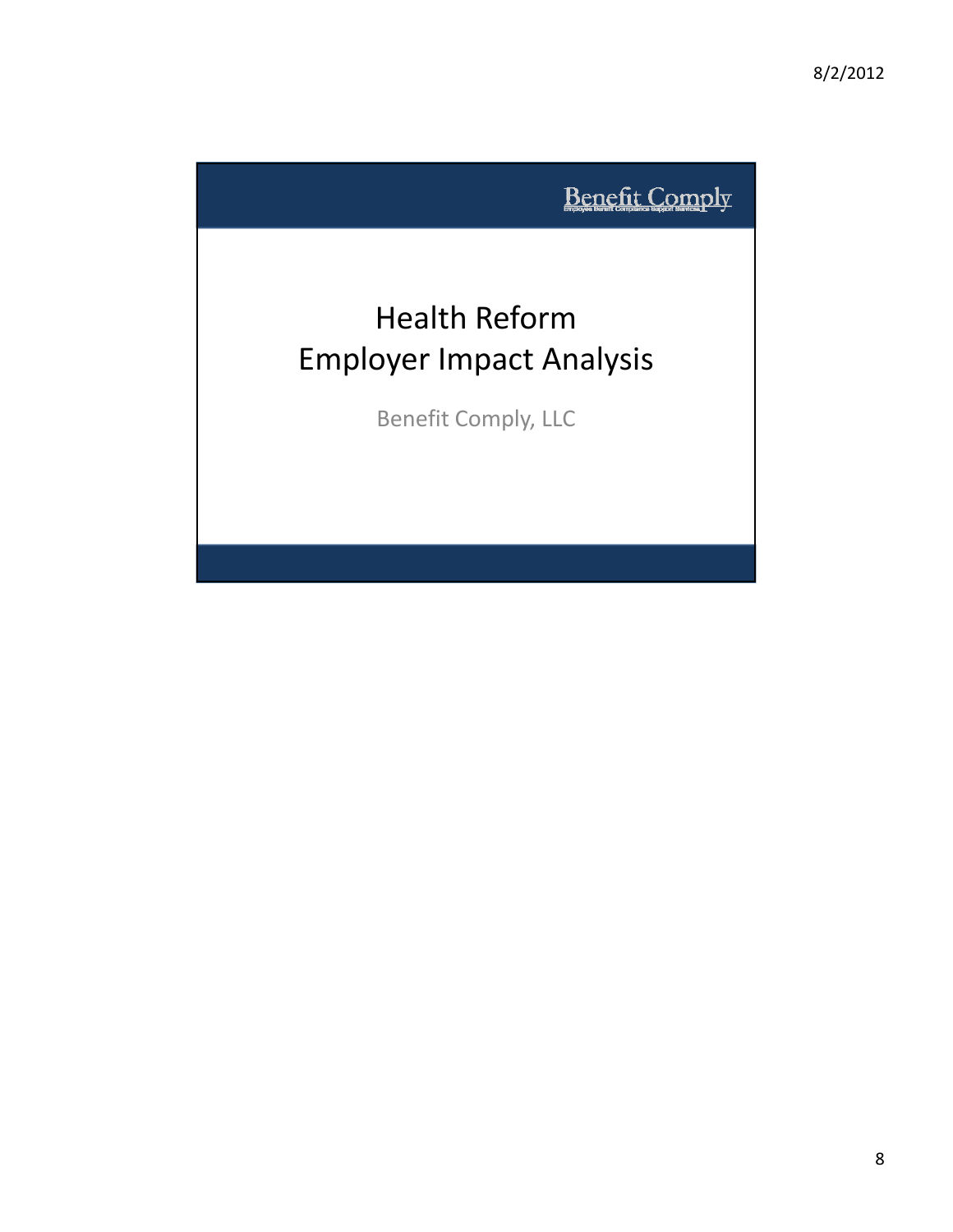Benefit Comply

# Health Reform
# Employer Impact Analysis

Benefit Comply, LLC